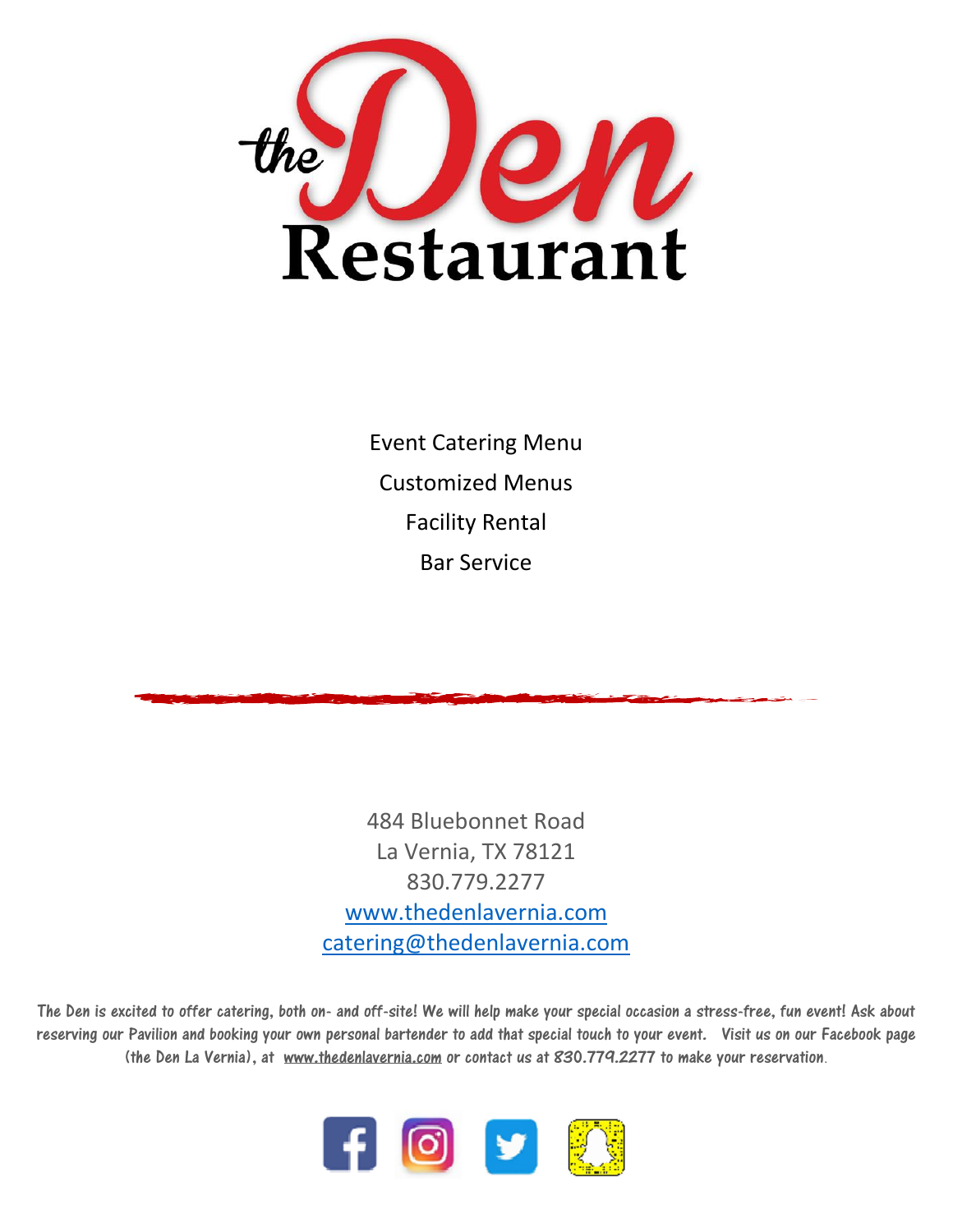# the Den Restaurant

Event Catering Menu

Customized Menus

Facility Rental

Bar Service

484 Bluebonnet Road
La Vernia, TX 78121
830.779.2277
www.thedenlavernia.com
catering@thedenlavernia.com

The Den is excited to offer catering, both on- and off-site! We will help make your special occasion a stress-free, fun event! Ask about reserving our Pavilion and booking your own personal bartender to add that special touch to your event. Visit us on our Facebook page (the Den La Vernia), at www.thedenlavernia.com or contact us at 830.779.2277 to make your reservation.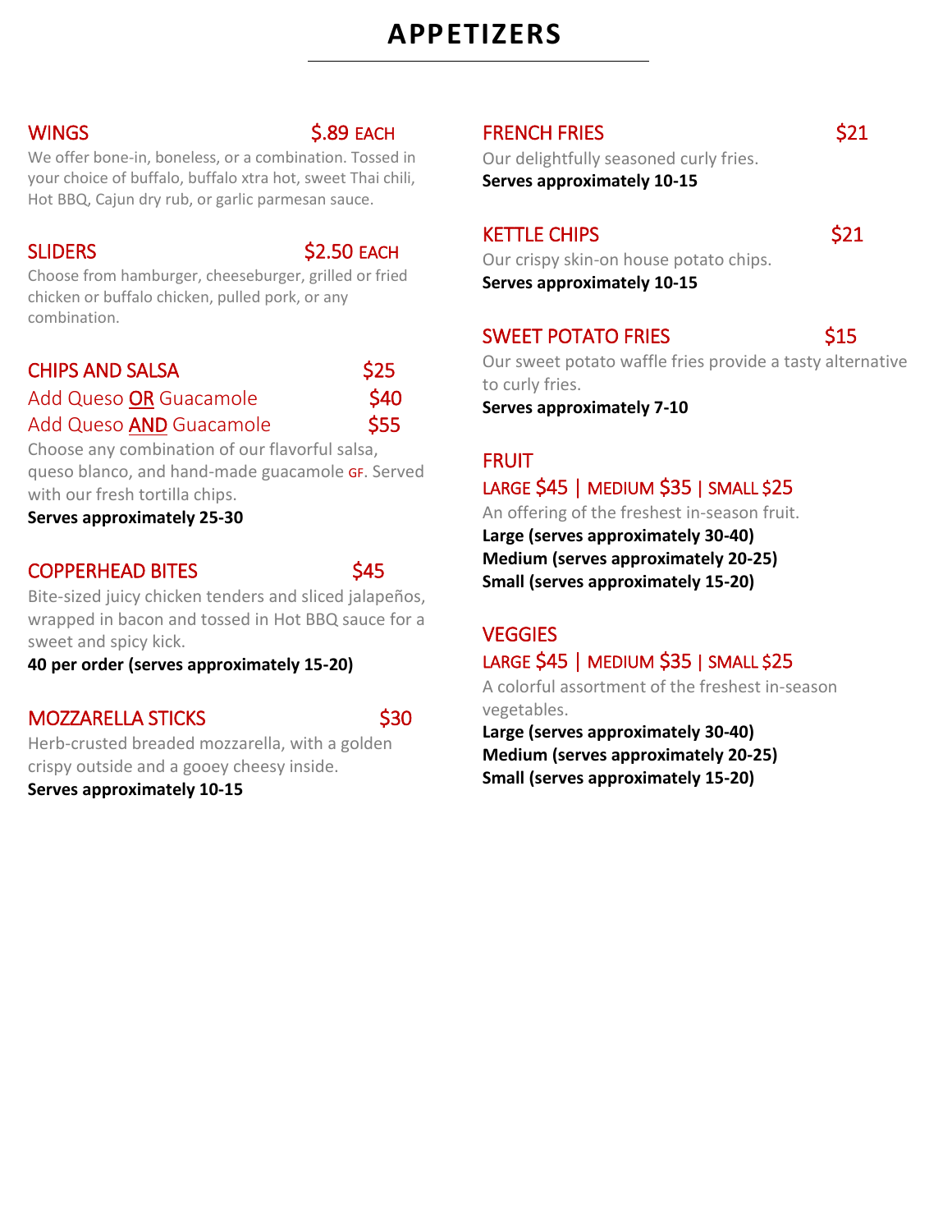# APPETIZERS

## WINGS $.89 EACH

We offer bone-in, boneless, or a combination. Tossed in your choice of buffalo, buffalo xtra hot, sweet Thai chili, Hot BBQ, Cajun dry rub, or garlic parmesan sauce.

## SLIDERS $2.50 EACH

Choose from hamburger, cheeseburger, grilled or fried chicken or buffalo chicken, pulled pork, or any combination.

## CHIPS AND SALSA $25

Add Queso OR Guacamole $40

Add Queso AND Guacamole $55

Choose any combination of our flavorful salsa, queso blanco, and hand-made guacamole GF. Served with our fresh tortilla chips.

**Serves approximately 25-30**

## COPPERHEAD BITES $45

Bite-sized juicy chicken tenders and sliced jalapeños, wrapped in bacon and tossed in Hot BBQ sauce for a sweet and spicy kick.

**40 per order (serves approximately 15-20)**

## MOZZARELLA STICKS $30

Herb-crusted breaded mozzarella, with a golden crispy outside and a gooey cheesy inside.

**Serves approximately 10-15**

## FRENCH FRIES $21

Our delightfully seasoned curly fries.

**Serves approximately 10-15**

## KETTLE CHIPS $21

Our crispy skin-on house potato chips.

**Serves approximately 10-15**

## SWEET POTATO FRIES $15

Our sweet potato waffle fries provide a tasty alternative to curly fries.

**Serves approximately 7-10**

## FRUIT

LARGE $45 | MEDIUM $35 | SMALL $25

An offering of the freshest in-season fruit.

**Large (serves approximately 30-40)**
**Medium (serves approximately 20-25)**
**Small (serves approximately 15-20)**

## VEGGIES

LARGE $45 | MEDIUM $35 | SMALL $25

A colorful assortment of the freshest in-season vegetables.

**Large (serves approximately 30-40)**
**Medium (serves approximately 20-25)**
**Small (serves approximately 15-20)**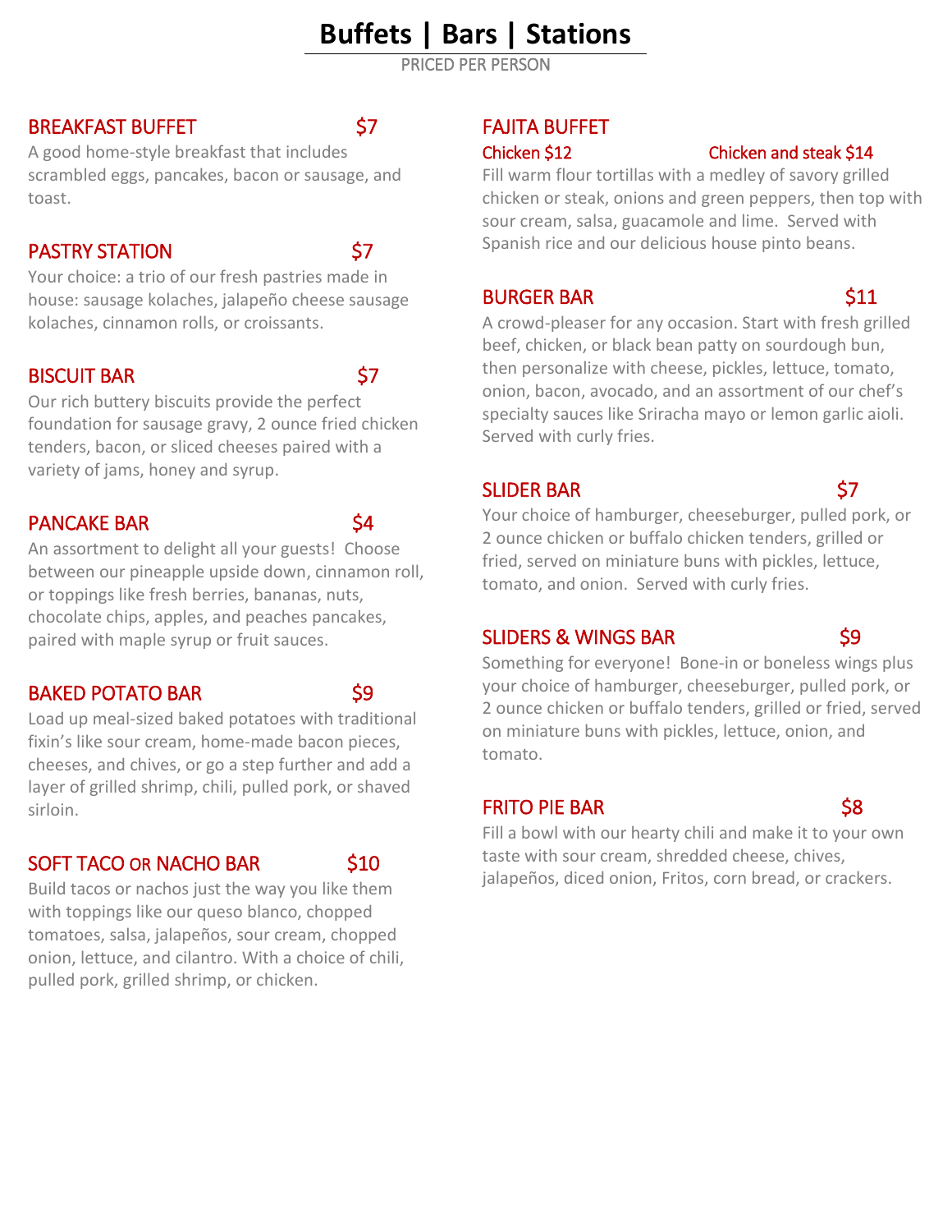# Buffets | Bars | Stations

PRICED PER PERSON

## BREAKFAST BUFFET $7

A good home-style breakfast that includes scrambled eggs, pancakes, bacon or sausage, and toast.

## PASTRY STATION $7

Your choice: a trio of our fresh pastries made in house: sausage kolaches, jalapeño cheese sausage kolaches, cinnamon rolls, or croissants.

## BISCUIT BAR $7

Our rich buttery biscuits provide the perfect foundation for sausage gravy, 2 ounce fried chicken tenders, bacon, or sliced cheeses paired with a variety of jams, honey and syrup.

## PANCAKE BAR $4

An assortment to delight all your guests! Choose between our pineapple upside down, cinnamon roll, or toppings like fresh berries, bananas, nuts, chocolate chips, apples, and peaches pancakes, paired with maple syrup or fruit sauces.

## BAKED POTATO BAR $9

Load up meal-sized baked potatoes with traditional fixin's like sour cream, home-made bacon pieces, cheeses, and chives, or go a step further and add a layer of grilled shrimp, chili, pulled pork, or shaved sirloin.

## SOFT TACO OR NACHO BAR $10

Build tacos or nachos just the way you like them with toppings like our queso blanco, chopped tomatoes, salsa, jalapeños, sour cream, chopped onion, lettuce, and cilantro. With a choice of chili, pulled pork, grilled shrimp, or chicken.

## FAJITA BUFFET

**Chicken $12** **Chicken and steak $14**

Fill warm flour tortillas with a medley of savory grilled chicken or steak, onions and green peppers, then top with sour cream, salsa, guacamole and lime. Served with Spanish rice and our delicious house pinto beans.

## BURGER BAR $11

A crowd-pleaser for any occasion. Start with fresh grilled beef, chicken, or black bean patty on sourdough bun, then personalize with cheese, pickles, lettuce, tomato, onion, bacon, avocado, and an assortment of our chef's specialty sauces like Sriracha mayo or lemon garlic aioli. Served with curly fries.

## SLIDER BAR $7

Your choice of hamburger, cheeseburger, pulled pork, or 2 ounce chicken or buffalo chicken tenders, grilled or fried, served on miniature buns with pickles, lettuce, tomato, and onion. Served with curly fries.

## SLIDERS & WINGS BAR $9

Something for everyone! Bone-in or boneless wings plus your choice of hamburger, cheeseburger, pulled pork, or 2 ounce chicken or buffalo tenders, grilled or fried, served on miniature buns with pickles, lettuce, onion, and tomato.

## FRITO PIE BAR $8

Fill a bowl with our hearty chili and make it to your own taste with sour cream, shredded cheese, chives, jalapeños, diced onion, Fritos, corn bread, or crackers.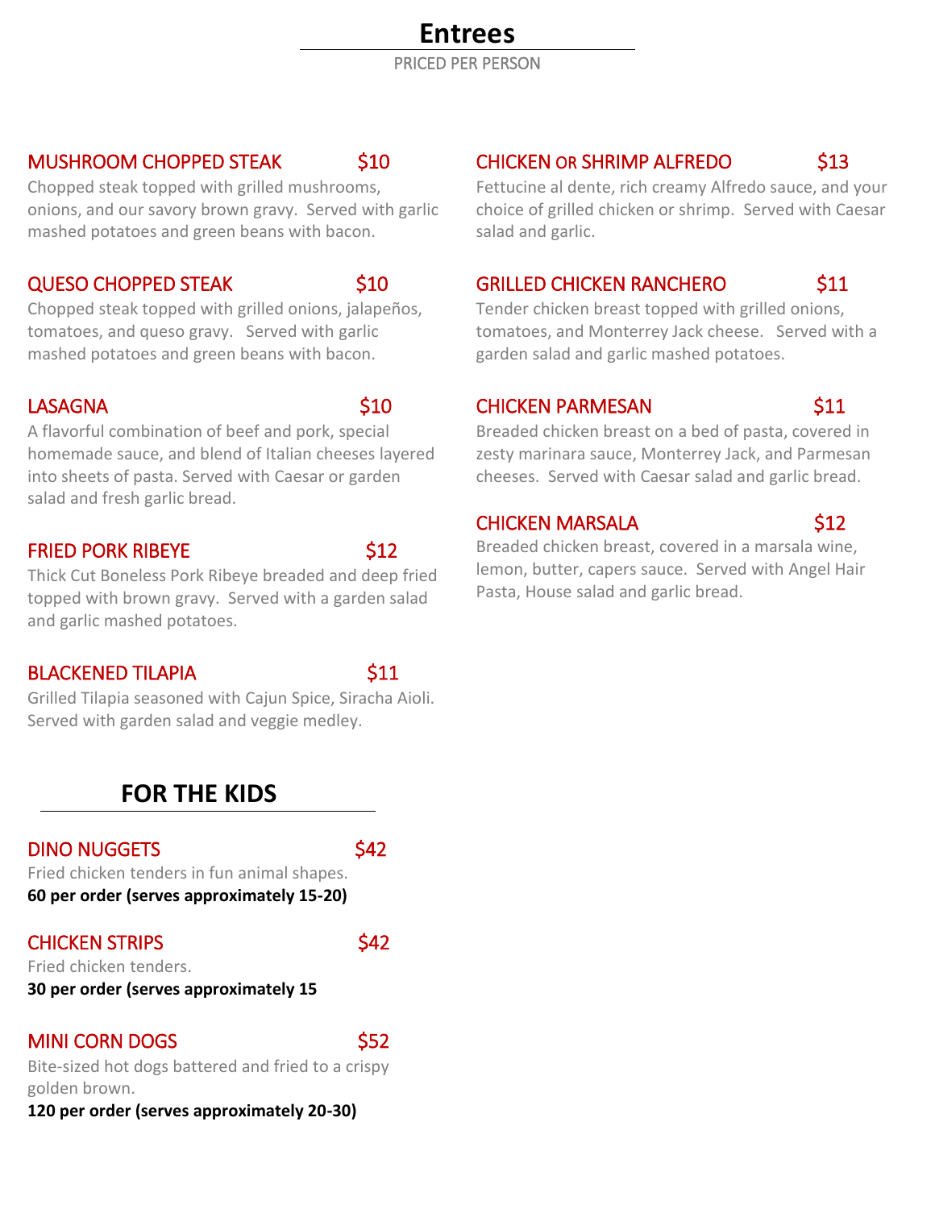# Entrees

PRICED PER PERSON

### MUSHROOM CHOPPED STEAK $10

Chopped steak topped with grilled mushrooms, onions, and our savory brown gravy. Served with garlic mashed potatoes and green beans with bacon.

### QUESO CHOPPED STEAK $10

Chopped steak topped with grilled onions, jalapeños, tomatoes, and queso gravy. Served with garlic mashed potatoes and green beans with bacon.

### LASAGNA $10

A flavorful combination of beef and pork, special homemade sauce, and blend of Italian cheeses layered into sheets of pasta. Served with Caesar or garden salad and fresh garlic bread.

### FRIED PORK RIBEYE $12

Thick Cut Boneless Pork Ribeye breaded and deep fried topped with brown gravy. Served with a garden salad and garlic mashed potatoes.

### BLACKENED TILAPIA $11

Grilled Tilapia seasoned with Cajun Spice, Siracha Aioli. Served with garden salad and veggie medley.

### CHICKEN OR SHRIMP ALFREDO $13

Fettucine al dente, rich creamy Alfredo sauce, and your choice of grilled chicken or shrimp. Served with Caesar salad and garlic.

### GRILLED CHICKEN RANCHERO $11

Tender chicken breast topped with grilled onions, tomatoes, and Monterrey Jack cheese. Served with a garden salad and garlic mashed potatoes.

### CHICKEN PARMESAN $11

Breaded chicken breast on a bed of pasta, covered in zesty marinara sauce, Monterrey Jack, and Parmesan cheeses. Served with Caesar salad and garlic bread.

### CHICKEN MARSALA $12

Breaded chicken breast, covered in a marsala wine, lemon, butter, capers sauce. Served with Angel Hair Pasta, House salad and garlic bread.

## FOR THE KIDS

### DINO NUGGETS $42

Fried chicken tenders in fun animal shapes.

**60 per order (serves approximately 15-20)**

### CHICKEN STRIPS $42

Fried chicken tenders.

**30 per order (serves approximately 15**

### MINI CORN DOGS $52

Bite-sized hot dogs battered and fried to a crispy golden brown.

**120 per order (serves approximately 20-30)**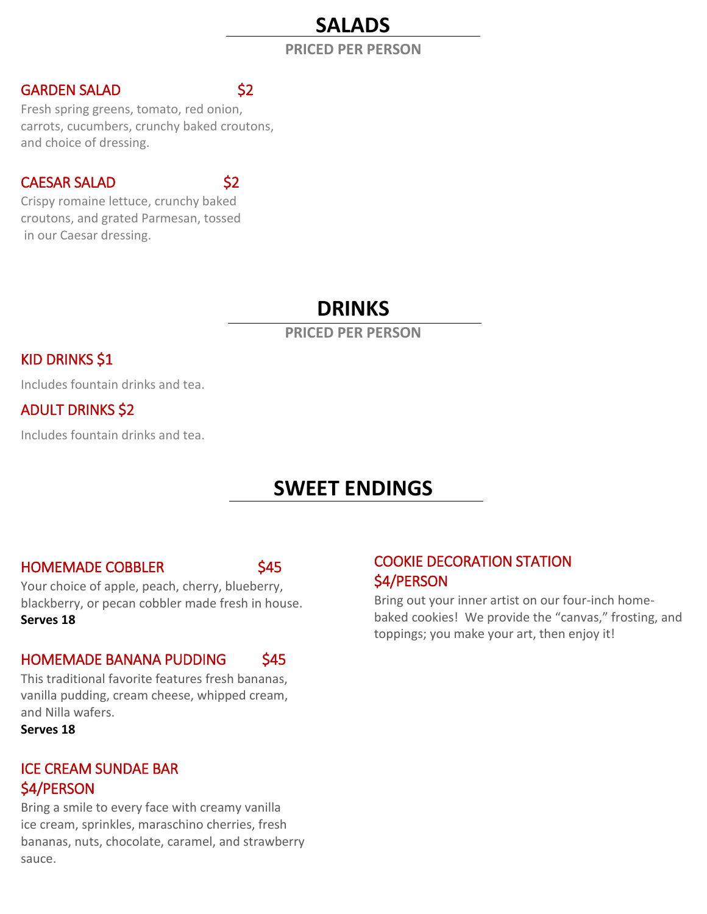## SALADS

**PRICED PER PERSON**

### GARDEN SALAD $2

Fresh spring greens, tomato, red onion, carrots, cucumbers, crunchy baked croutons, and choice of dressing.

### CAESAR SALAD $2

Crispy romaine lettuce, crunchy baked croutons, and grated Parmesan, tossed in our Caesar dressing.

## DRINKS

**PRICED PER PERSON**

### KID DRINKS $1

Includes fountain drinks and tea.

### ADULT DRINKS $2

Includes fountain drinks and tea.

## SWEET ENDINGS

### HOMEMADE COBBLER $45

Your choice of apple, peach, cherry, blueberry, blackberry, or pecan cobbler made fresh in house.

**Serves 18**

### HOMEMADE BANANA PUDDING $45

This traditional favorite features fresh bananas, vanilla pudding, cream cheese, whipped cream, and Nilla wafers.

**Serves 18**

### ICE CREAM SUNDAE BAR $4/PERSON

Bring a smile to every face with creamy vanilla ice cream, sprinkles, maraschino cherries, fresh bananas, nuts, chocolate, caramel, and strawberry sauce.

### COOKIE DECORATION STATION $4/PERSON

Bring out your inner artist on our four-inch home-baked cookies! We provide the "canvas," frosting, and toppings; you make your art, then enjoy it!